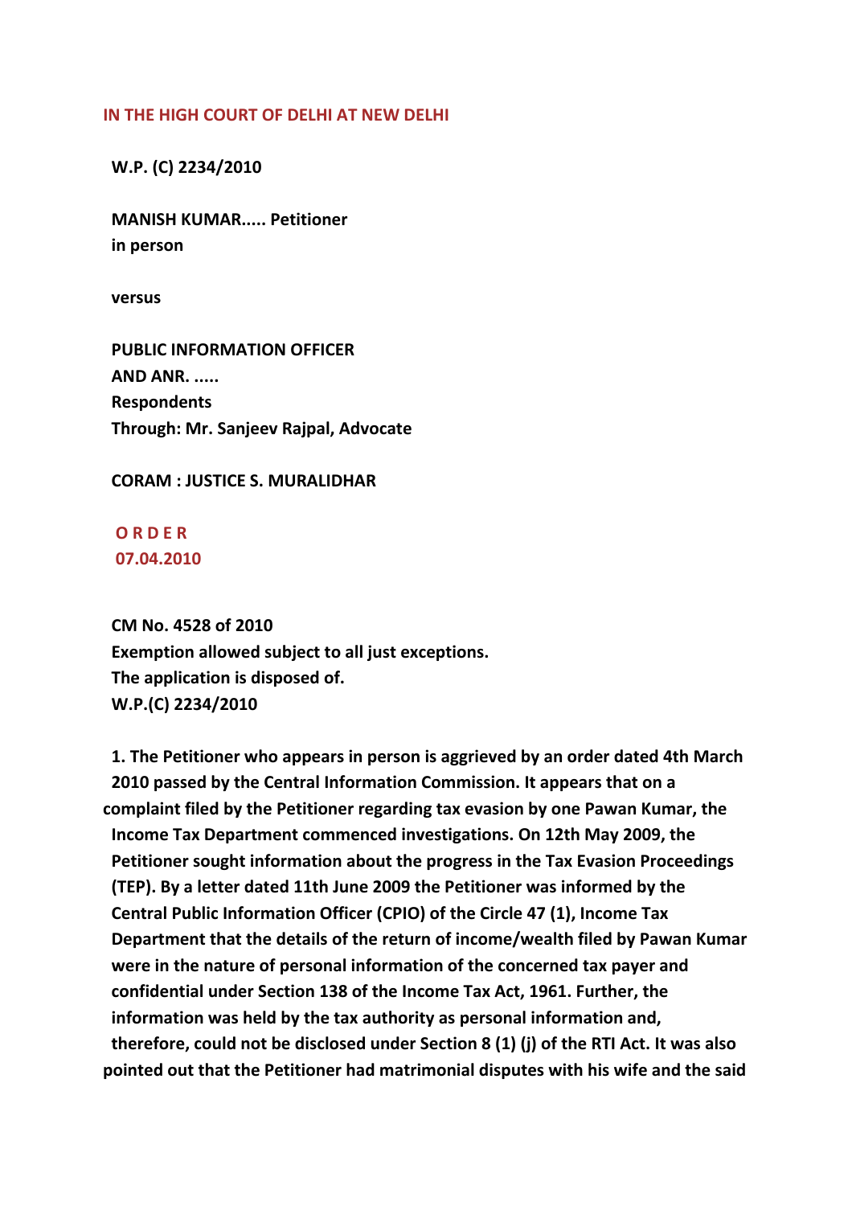**IN THE HIGH COURT OF DELHI AT NEW DELHI**

**W.P. (C) 2234/2010**

**MANISH KUMAR..... Petitioner in person**

**versus**

**PUBLIC INFORMATION OFFICER AND ANR. ..... Respondents**
**Through: Mr. Sanjeev Rajpal, Advocate**

**CORAM : JUSTICE S. MURALIDHAR**

**O R D E R**
**07.04.2010**

**CM No. 4528 of 2010**
**Exemption allowed subject to all just exceptions.**
**The application is disposed of.**
**W.P.(C) 2234/2010**

**1. The Petitioner who appears in person is aggrieved by an order dated 4th March 2010 passed by the Central Information Commission. It appears that on a complaint filed by the Petitioner regarding tax evasion by one Pawan Kumar, the Income Tax Department commenced investigations. On 12th May 2009, the Petitioner sought information about the progress in the Tax Evasion Proceedings (TEP). By a letter dated 11th June 2009 the Petitioner was informed by the Central Public Information Officer (CPIO) of the Circle 47 (1), Income Tax Department that the details of the return of income/wealth filed by Pawan Kumar were in the nature of personal information of the concerned tax payer and confidential under Section 138 of the Income Tax Act, 1961. Further, the information was held by the tax authority as personal information and, therefore, could not be disclosed under Section 8 (1) (j) of the RTI Act. It was also pointed out that the Petitioner had matrimonial disputes with his wife and the said**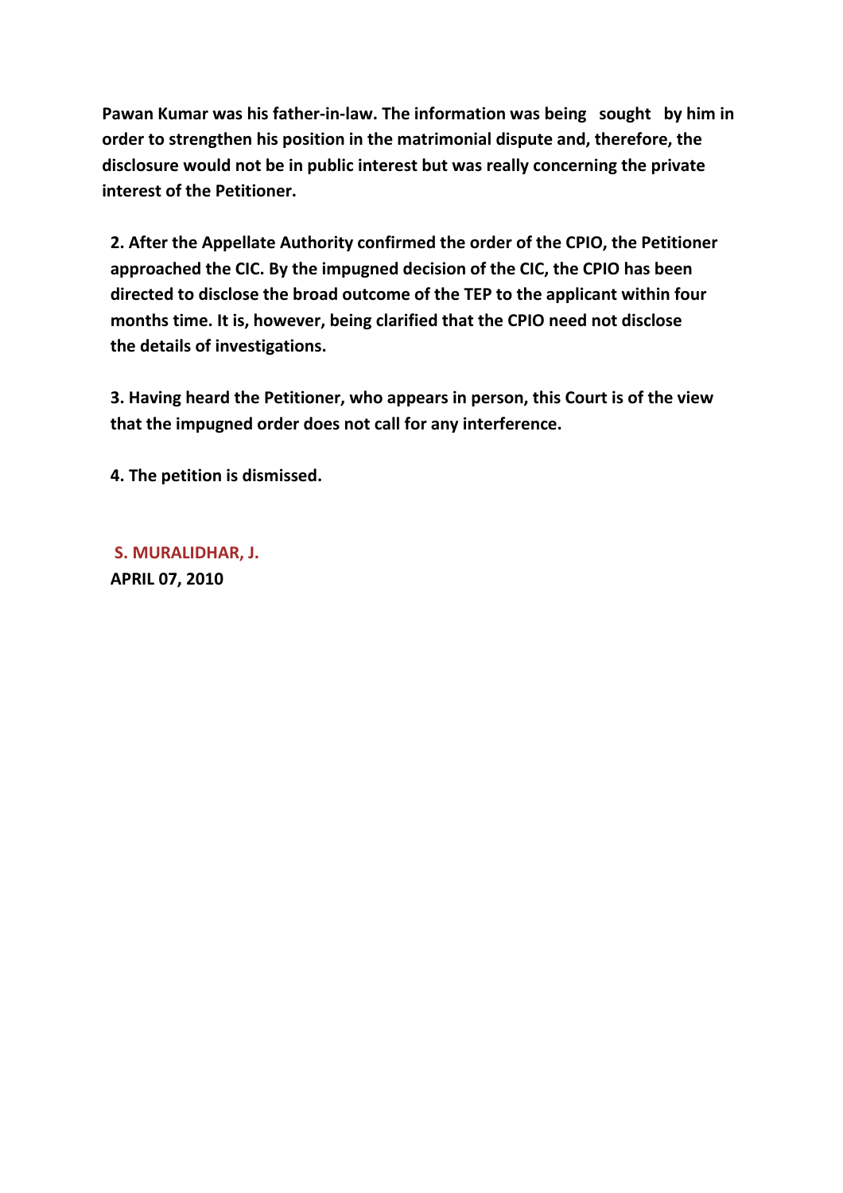**Pawan Kumar was his father-in-law. The information was being sought by him in order to strengthen his position in the matrimonial dispute and, therefore, the disclosure would not be in public interest but was really concerning the private interest of the Petitioner.**

**2. After the Appellate Authority confirmed the order of the CPIO, the Petitioner approached the CIC. By the impugned decision of the CIC, the CPIO has been directed to disclose the broad outcome of the TEP to the applicant within four months time. It is, however, being clarified that the CPIO need not disclose the details of investigations.**

**3. Having heard the Petitioner, who appears in person, this Court is of the view that the impugned order does not call for any interference.**

**4. The petition is dismissed.**

**S. MURALIDHAR, J.**
**APRIL 07, 2010**